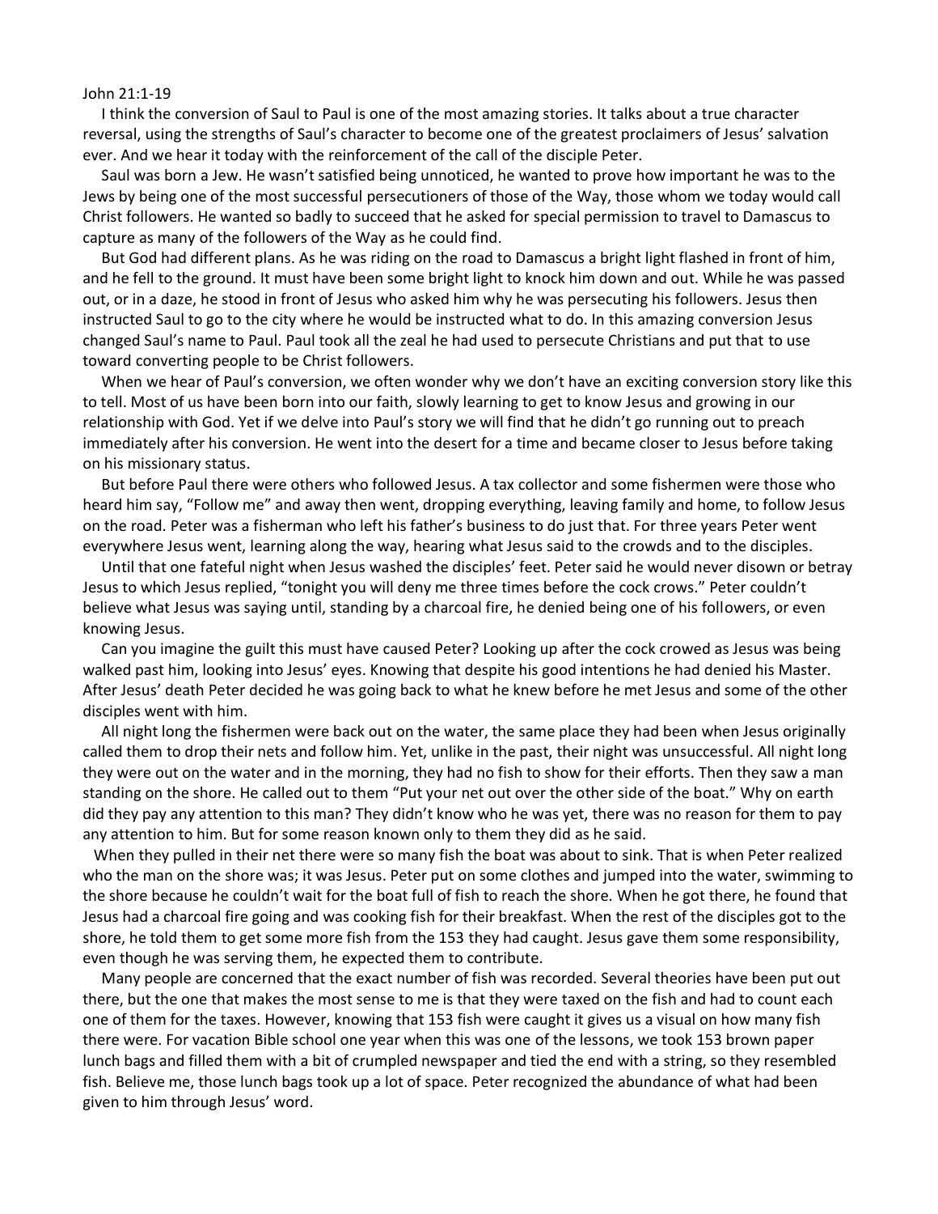John 21:1-19

I think the conversion of Saul to Paul is one of the most amazing stories. It talks about a true character reversal, using the strengths of Saul's character to become one of the greatest proclaimers of Jesus' salvation ever. And we hear it today with the reinforcement of the call of the disciple Peter.

Saul was born a Jew. He wasn't satisfied being unnoticed, he wanted to prove how important he was to the Jews by being one of the most successful persecutioners of those of the Way, those whom we today would call Christ followers. He wanted so badly to succeed that he asked for special permission to travel to Damascus to capture as many of the followers of the Way as he could find.

But God had different plans. As he was riding on the road to Damascus a bright light flashed in front of him, and he fell to the ground. It must have been some bright light to knock him down and out. While he was passed out, or in a daze, he stood in front of Jesus who asked him why he was persecuting his followers. Jesus then instructed Saul to go to the city where he would be instructed what to do. In this amazing conversion Jesus changed Saul's name to Paul. Paul took all the zeal he had used to persecute Christians and put that to use toward converting people to be Christ followers.

When we hear of Paul's conversion, we often wonder why we don't have an exciting conversion story like this to tell. Most of us have been born into our faith, slowly learning to get to know Jesus and growing in our relationship with God. Yet if we delve into Paul's story we will find that he didn't go running out to preach immediately after his conversion. He went into the desert for a time and became closer to Jesus before taking on his missionary status.

But before Paul there were others who followed Jesus. A tax collector and some fishermen were those who heard him say, "Follow me" and away then went, dropping everything, leaving family and home, to follow Jesus on the road. Peter was a fisherman who left his father's business to do just that. For three years Peter went everywhere Jesus went, learning along the way, hearing what Jesus said to the crowds and to the disciples.

Until that one fateful night when Jesus washed the disciples' feet. Peter said he would never disown or betray Jesus to which Jesus replied, "tonight you will deny me three times before the cock crows." Peter couldn't believe what Jesus was saying until, standing by a charcoal fire, he denied being one of his followers, or even knowing Jesus.

Can you imagine the guilt this must have caused Peter? Looking up after the cock crowed as Jesus was being walked past him, looking into Jesus' eyes. Knowing that despite his good intentions he had denied his Master. After Jesus' death Peter decided he was going back to what he knew before he met Jesus and some of the other disciples went with him.

All night long the fishermen were back out on the water, the same place they had been when Jesus originally called them to drop their nets and follow him. Yet, unlike in the past, their night was unsuccessful. All night long they were out on the water and in the morning, they had no fish to show for their efforts. Then they saw a man standing on the shore. He called out to them "Put your net out over the other side of the boat." Why on earth did they pay any attention to this man? They didn't know who he was yet, there was no reason for them to pay any attention to him. But for some reason known only to them they did as he said.

When they pulled in their net there were so many fish the boat was about to sink. That is when Peter realized who the man on the shore was; it was Jesus. Peter put on some clothes and jumped into the water, swimming to the shore because he couldn't wait for the boat full of fish to reach the shore. When he got there, he found that Jesus had a charcoal fire going and was cooking fish for their breakfast. When the rest of the disciples got to the shore, he told them to get some more fish from the 153 they had caught. Jesus gave them some responsibility, even though he was serving them, he expected them to contribute.

Many people are concerned that the exact number of fish was recorded. Several theories have been put out there, but the one that makes the most sense to me is that they were taxed on the fish and had to count each one of them for the taxes. However, knowing that 153 fish were caught it gives us a visual on how many fish there were. For vacation Bible school one year when this was one of the lessons, we took 153 brown paper lunch bags and filled them with a bit of crumpled newspaper and tied the end with a string, so they resembled fish. Believe me, those lunch bags took up a lot of space. Peter recognized the abundance of what had been given to him through Jesus' word.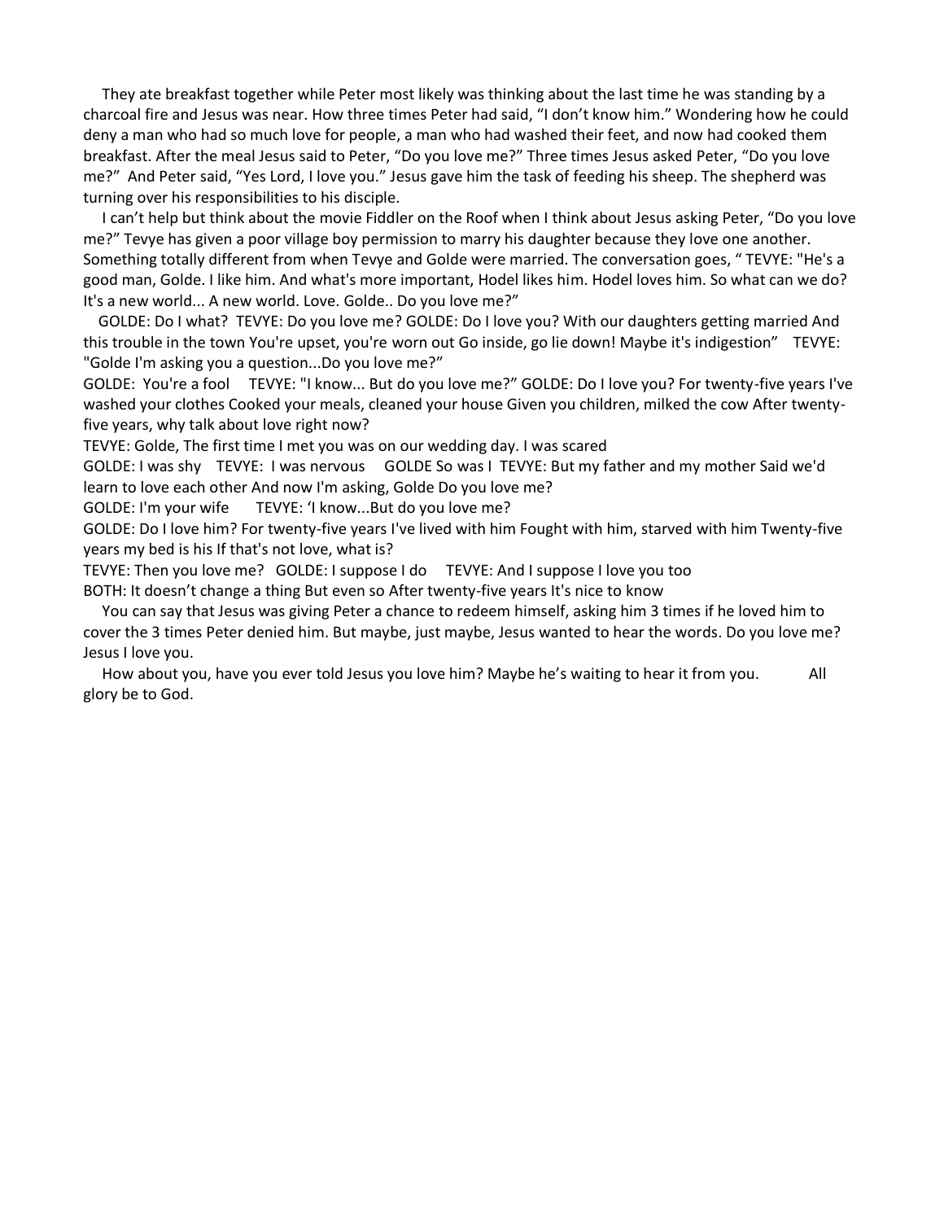They ate breakfast together while Peter most likely was thinking about the last time he was standing by a charcoal fire and Jesus was near. How three times Peter had said, "I don't know him." Wondering how he could deny a man who had so much love for people, a man who had washed their feet, and now had cooked them breakfast. After the meal Jesus said to Peter, "Do you love me?" Three times Jesus asked Peter, "Do you love me?" And Peter said, "Yes Lord, I love you." Jesus gave him the task of feeding his sheep. The shepherd was turning over his responsibilities to his disciple.

I can't help but think about the movie Fiddler on the Roof when I think about Jesus asking Peter, "Do you love me?" Tevye has given a poor village boy permission to marry his daughter because they love one another. Something totally different from when Tevye and Golde were married. The conversation goes, " TEVYE: "He's a good man, Golde. I like him. And what's more important, Hodel likes him. Hodel loves him. So what can we do? It's a new world... A new world. Love. Golde.. Do you love me?"

GOLDE: Do I what? TEVYE: Do you love me? GOLDE: Do I love you? With our daughters getting married And this trouble in the town You're upset, you're worn out Go inside, go lie down! Maybe it's indigestion" TEVYE: "Golde I'm asking you a question...Do you love me?"

GOLDE: You're a fool TEVYE: "I know... But do you love me?" GOLDE: Do I love you? For twenty-five years I've washed your clothes Cooked your meals, cleaned your house Given you children, milked the cow After twenty-five years, why talk about love right now?

TEVYE: Golde, The first time I met you was on our wedding day. I was scared

GOLDE: I was shy TEVYE: I was nervous GOLDE So was I TEVYE: But my father and my mother Said we'd learn to love each other And now I'm asking, Golde Do you love me?

GOLDE: I'm your wife TEVYE: 'I know...But do you love me?

GOLDE: Do I love him? For twenty-five years I've lived with him Fought with him, starved with him Twenty-five years my bed is his If that's not love, what is?

TEVYE: Then you love me? GOLDE: I suppose I do TEVYE: And I suppose I love you too

BOTH: It doesn't change a thing But even so After twenty-five years It's nice to know

You can say that Jesus was giving Peter a chance to redeem himself, asking him 3 times if he loved him to cover the 3 times Peter denied him. But maybe, just maybe, Jesus wanted to hear the words. Do you love me? Jesus I love you.

How about you, have you ever told Jesus you love him? Maybe he's waiting to hear it from you. All glory be to God.